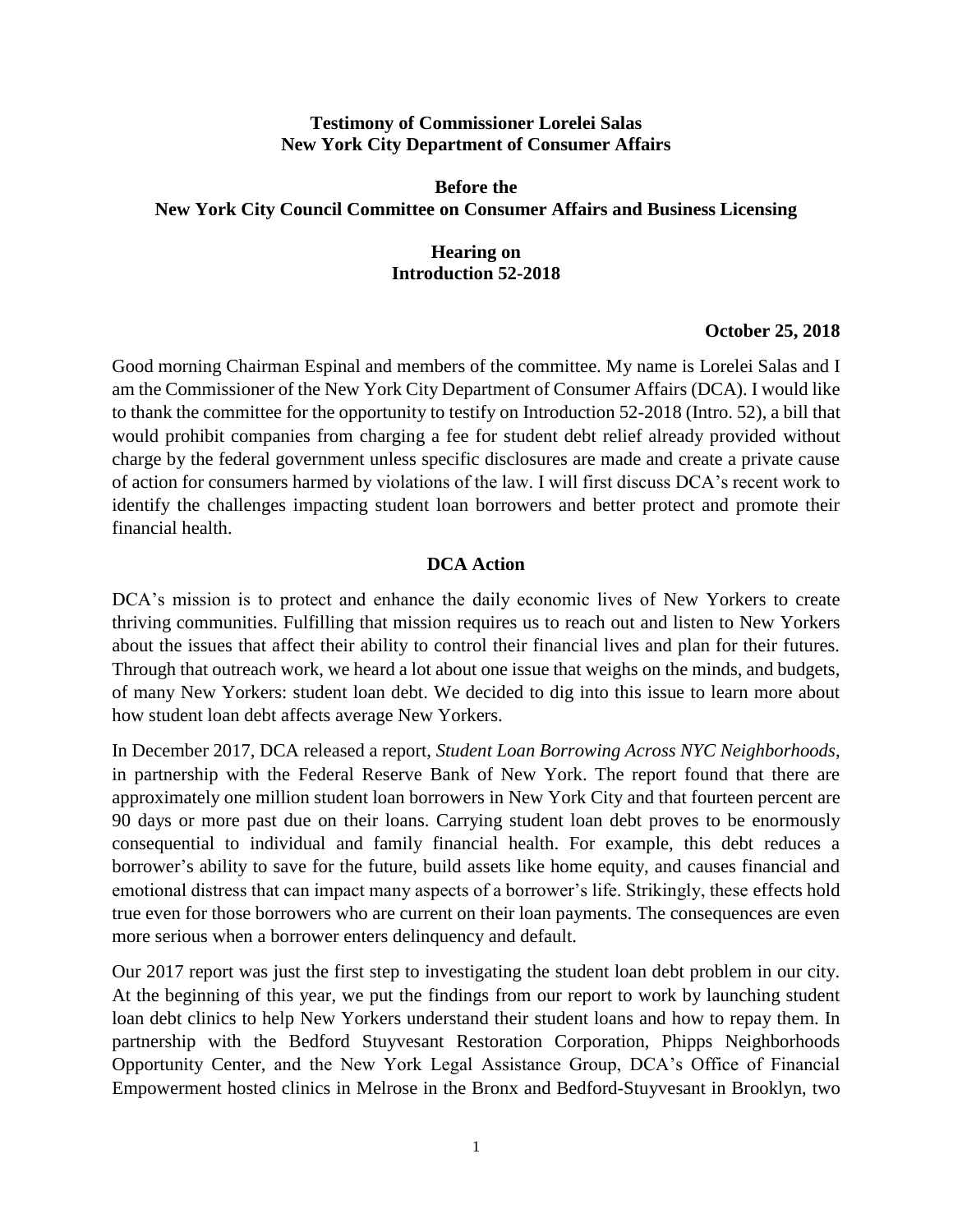**Testimony of Commissioner Lorelei Salas**
**New York City Department of Consumer Affairs**

**Before the**
**New York City Council Committee on Consumer Affairs and Business Licensing**

**Hearing on**
**Introduction 52-2018**

**October 25, 2018**

Good morning Chairman Espinal and members of the committee. My name is Lorelei Salas and I am the Commissioner of the New York City Department of Consumer Affairs (DCA). I would like to thank the committee for the opportunity to testify on Introduction 52-2018 (Intro. 52), a bill that would prohibit companies from charging a fee for student debt relief already provided without charge by the federal government unless specific disclosures are made and create a private cause of action for consumers harmed by violations of the law. I will first discuss DCA's recent work to identify the challenges impacting student loan borrowers and better protect and promote their financial health.

## DCA Action

DCA's mission is to protect and enhance the daily economic lives of New Yorkers to create thriving communities. Fulfilling that mission requires us to reach out and listen to New Yorkers about the issues that affect their ability to control their financial lives and plan for their futures. Through that outreach work, we heard a lot about one issue that weighs on the minds, and budgets, of many New Yorkers: student loan debt. We decided to dig into this issue to learn more about how student loan debt affects average New Yorkers.

In December 2017, DCA released a report, *Student Loan Borrowing Across NYC Neighborhoods*, in partnership with the Federal Reserve Bank of New York. The report found that there are approximately one million student loan borrowers in New York City and that fourteen percent are 90 days or more past due on their loans. Carrying student loan debt proves to be enormously consequential to individual and family financial health. For example, this debt reduces a borrower's ability to save for the future, build assets like home equity, and causes financial and emotional distress that can impact many aspects of a borrower's life. Strikingly, these effects hold true even for those borrowers who are current on their loan payments. The consequences are even more serious when a borrower enters delinquency and default.

Our 2017 report was just the first step to investigating the student loan debt problem in our city. At the beginning of this year, we put the findings from our report to work by launching student loan debt clinics to help New Yorkers understand their student loans and how to repay them. In partnership with the Bedford Stuyvesant Restoration Corporation, Phipps Neighborhoods Opportunity Center, and the New York Legal Assistance Group, DCA's Office of Financial Empowerment hosted clinics in Melrose in the Bronx and Bedford-Stuyvesant in Brooklyn, two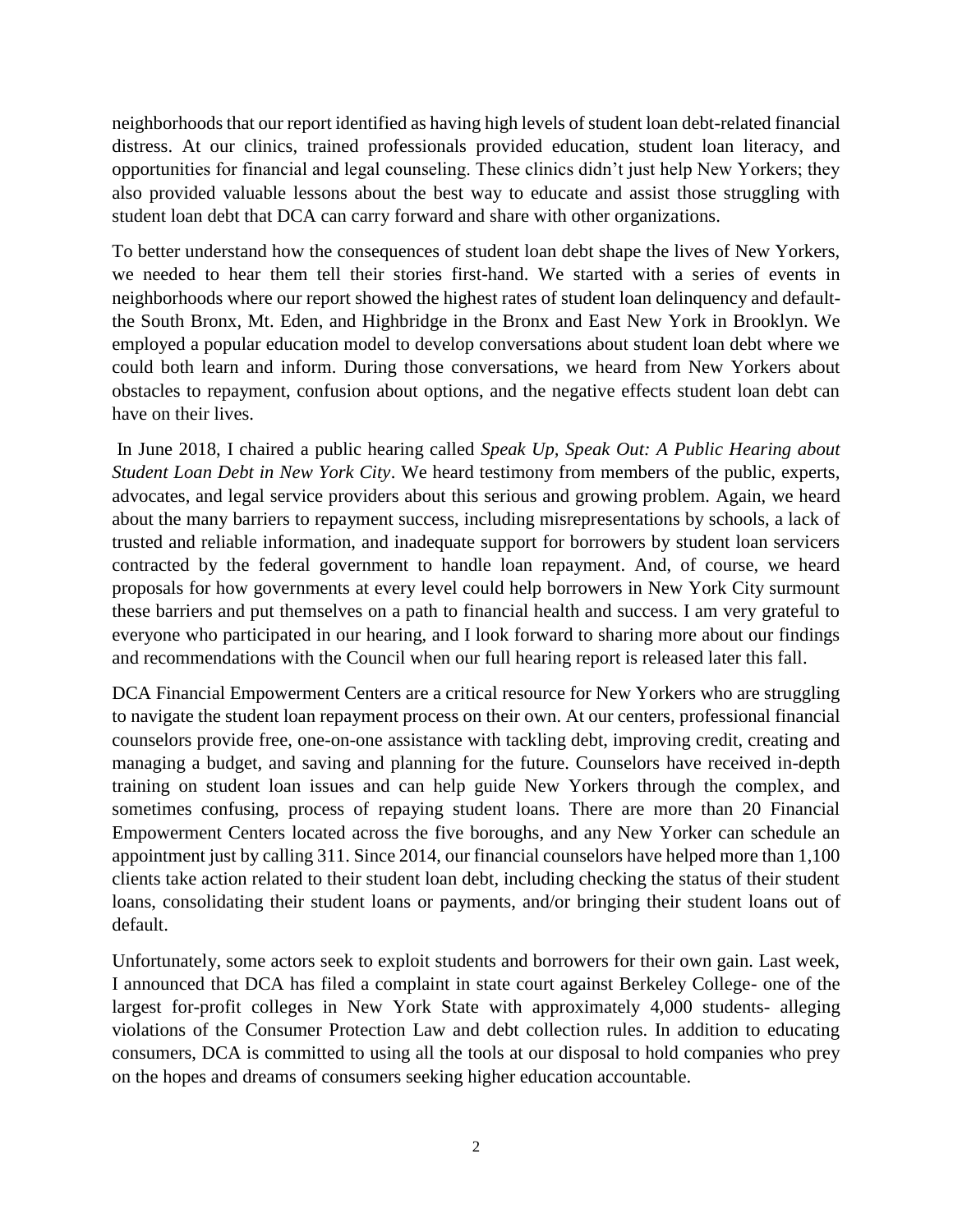neighborhoods that our report identified as having high levels of student loan debt-related financial distress. At our clinics, trained professionals provided education, student loan literacy, and opportunities for financial and legal counseling. These clinics didn't just help New Yorkers; they also provided valuable lessons about the best way to educate and assist those struggling with student loan debt that DCA can carry forward and share with other organizations.

To better understand how the consequences of student loan debt shape the lives of New Yorkers, we needed to hear them tell their stories first-hand. We started with a series of events in neighborhoods where our report showed the highest rates of student loan delinquency and default- the South Bronx, Mt. Eden, and Highbridge in the Bronx and East New York in Brooklyn. We employed a popular education model to develop conversations about student loan debt where we could both learn and inform. During those conversations, we heard from New Yorkers about obstacles to repayment, confusion about options, and the negative effects student loan debt can have on their lives.

In June 2018, I chaired a public hearing called *Speak Up, Speak Out: A Public Hearing about Student Loan Debt in New York City*. We heard testimony from members of the public, experts, advocates, and legal service providers about this serious and growing problem. Again, we heard about the many barriers to repayment success, including misrepresentations by schools, a lack of trusted and reliable information, and inadequate support for borrowers by student loan servicers contracted by the federal government to handle loan repayment. And, of course, we heard proposals for how governments at every level could help borrowers in New York City surmount these barriers and put themselves on a path to financial health and success. I am very grateful to everyone who participated in our hearing, and I look forward to sharing more about our findings and recommendations with the Council when our full hearing report is released later this fall.

DCA Financial Empowerment Centers are a critical resource for New Yorkers who are struggling to navigate the student loan repayment process on their own. At our centers, professional financial counselors provide free, one-on-one assistance with tackling debt, improving credit, creating and managing a budget, and saving and planning for the future. Counselors have received in-depth training on student loan issues and can help guide New Yorkers through the complex, and sometimes confusing, process of repaying student loans. There are more than 20 Financial Empowerment Centers located across the five boroughs, and any New Yorker can schedule an appointment just by calling 311. Since 2014, our financial counselors have helped more than 1,100 clients take action related to their student loan debt, including checking the status of their student loans, consolidating their student loans or payments, and/or bringing their student loans out of default.

Unfortunately, some actors seek to exploit students and borrowers for their own gain. Last week, I announced that DCA has filed a complaint in state court against Berkeley College- one of the largest for-profit colleges in New York State with approximately 4,000 students- alleging violations of the Consumer Protection Law and debt collection rules. In addition to educating consumers, DCA is committed to using all the tools at our disposal to hold companies who prey on the hopes and dreams of consumers seeking higher education accountable.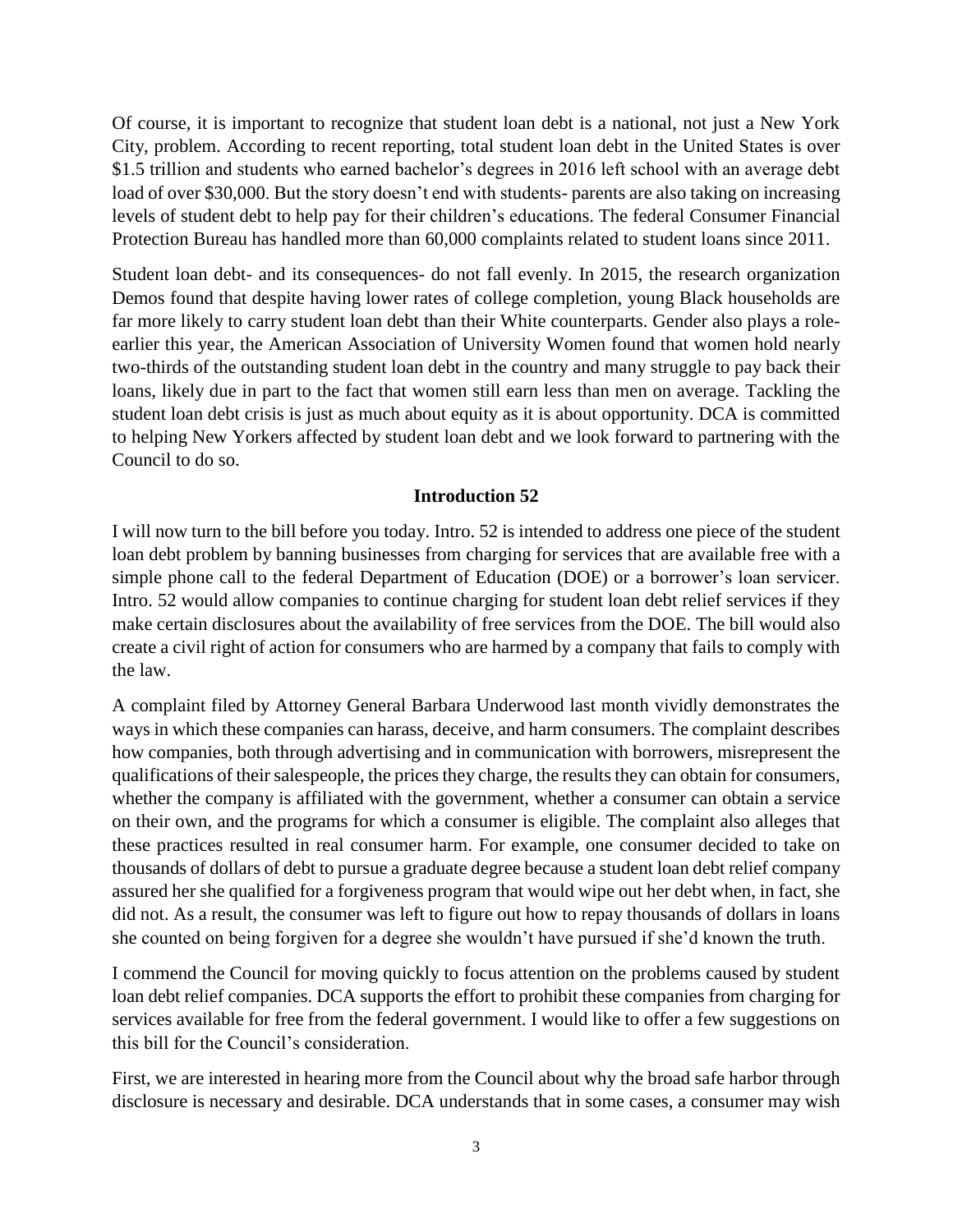Of course, it is important to recognize that student loan debt is a national, not just a New York City, problem. According to recent reporting, total student loan debt in the United States is over $1.5 trillion and students who earned bachelor's degrees in 2016 left school with an average debt load of over $30,000. But the story doesn't end with students- parents are also taking on increasing levels of student debt to help pay for their children's educations. The federal Consumer Financial Protection Bureau has handled more than 60,000 complaints related to student loans since 2011.

Student loan debt- and its consequences- do not fall evenly. In 2015, the research organization Demos found that despite having lower rates of college completion, young Black households are far more likely to carry student loan debt than their White counterparts. Gender also plays a role- earlier this year, the American Association of University Women found that women hold nearly two-thirds of the outstanding student loan debt in the country and many struggle to pay back their loans, likely due in part to the fact that women still earn less than men on average. Tackling the student loan debt crisis is just as much about equity as it is about opportunity. DCA is committed to helping New Yorkers affected by student loan debt and we look forward to partnering with the Council to do so.

**Introduction 52**

I will now turn to the bill before you today. Intro. 52 is intended to address one piece of the student loan debt problem by banning businesses from charging for services that are available free with a simple phone call to the federal Department of Education (DOE) or a borrower's loan servicer. Intro. 52 would allow companies to continue charging for student loan debt relief services if they make certain disclosures about the availability of free services from the DOE. The bill would also create a civil right of action for consumers who are harmed by a company that fails to comply with the law.

A complaint filed by Attorney General Barbara Underwood last month vividly demonstrates the ways in which these companies can harass, deceive, and harm consumers. The complaint describes how companies, both through advertising and in communication with borrowers, misrepresent the qualifications of their salespeople, the prices they charge, the results they can obtain for consumers, whether the company is affiliated with the government, whether a consumer can obtain a service on their own, and the programs for which a consumer is eligible. The complaint also alleges that these practices resulted in real consumer harm. For example, one consumer decided to take on thousands of dollars of debt to pursue a graduate degree because a student loan debt relief company assured her she qualified for a forgiveness program that would wipe out her debt when, in fact, she did not. As a result, the consumer was left to figure out how to repay thousands of dollars in loans she counted on being forgiven for a degree she wouldn't have pursued if she'd known the truth.

I commend the Council for moving quickly to focus attention on the problems caused by student loan debt relief companies. DCA supports the effort to prohibit these companies from charging for services available for free from the federal government. I would like to offer a few suggestions on this bill for the Council's consideration.

First, we are interested in hearing more from the Council about why the broad safe harbor through disclosure is necessary and desirable. DCA understands that in some cases, a consumer may wish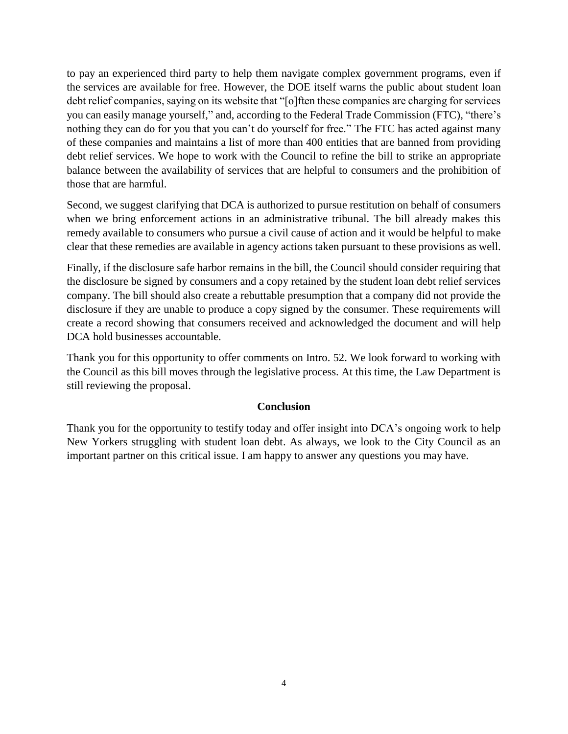to pay an experienced third party to help them navigate complex government programs, even if the services are available for free. However, the DOE itself warns the public about student loan debt relief companies, saying on its website that "[o]ften these companies are charging for services you can easily manage yourself," and, according to the Federal Trade Commission (FTC), "there's nothing they can do for you that you can't do yourself for free." The FTC has acted against many of these companies and maintains a list of more than 400 entities that are banned from providing debt relief services. We hope to work with the Council to refine the bill to strike an appropriate balance between the availability of services that are helpful to consumers and the prohibition of those that are harmful.

Second, we suggest clarifying that DCA is authorized to pursue restitution on behalf of consumers when we bring enforcement actions in an administrative tribunal. The bill already makes this remedy available to consumers who pursue a civil cause of action and it would be helpful to make clear that these remedies are available in agency actions taken pursuant to these provisions as well.

Finally, if the disclosure safe harbor remains in the bill, the Council should consider requiring that the disclosure be signed by consumers and a copy retained by the student loan debt relief services company. The bill should also create a rebuttable presumption that a company did not provide the disclosure if they are unable to produce a copy signed by the consumer. These requirements will create a record showing that consumers received and acknowledged the document and will help DCA hold businesses accountable.

Thank you for this opportunity to offer comments on Intro. 52. We look forward to working with the Council as this bill moves through the legislative process. At this time, the Law Department is still reviewing the proposal.

## Conclusion

Thank you for the opportunity to testify today and offer insight into DCA's ongoing work to help New Yorkers struggling with student loan debt. As always, we look to the City Council as an important partner on this critical issue. I am happy to answer any questions you may have.